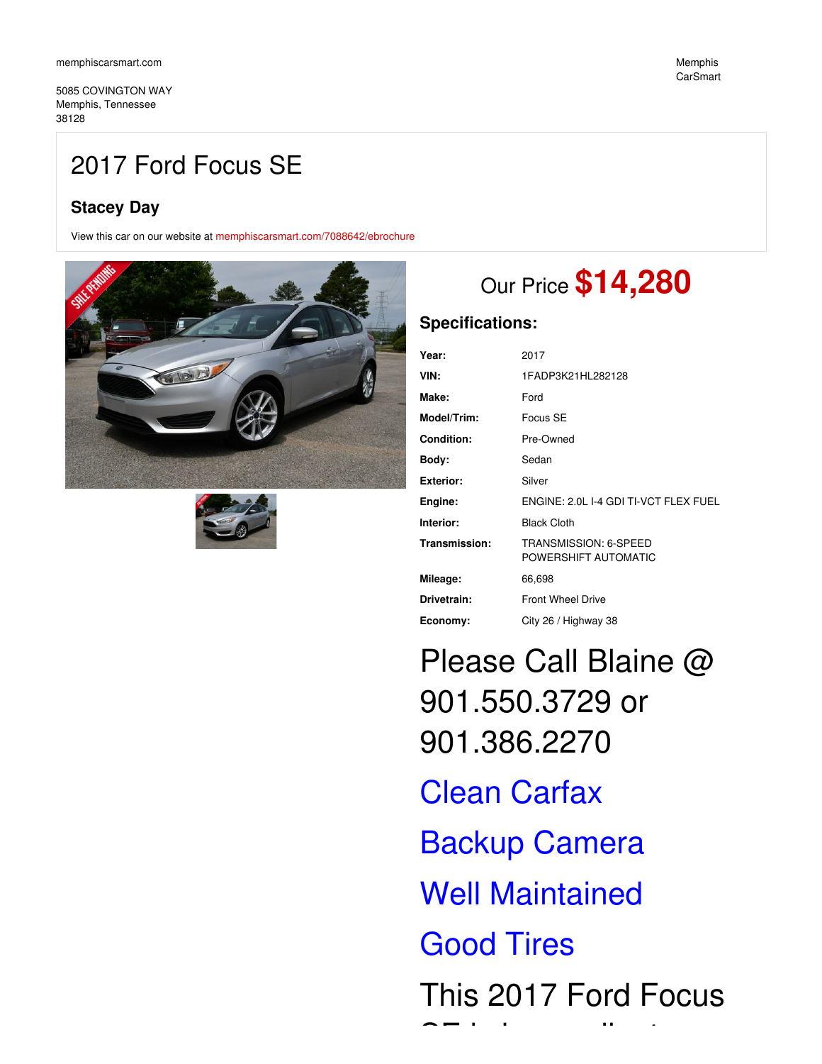memphiscarsmart.com

5085 COVINGTON WAY
Memphis, Tennessee
38128

Memphis CarSmart

# 2017 Ford Focus SE

## Stacey Day

View this car on our website at memphiscarsmart.com/7088642/ebrochure

Our Price **$14,280**

### Specifications:

| | |
|---|---|
| **Year:** | 2017 |
| **VIN:** | 1FADP3K21HL282128 |
| **Make:** | Ford |
| **Model/Trim:** | Focus SE |
| **Condition:** | Pre-Owned |
| **Body:** | Sedan |
| **Exterior:** | Silver |
| **Engine:** | ENGINE: 2.0L I-4 GDI TI-VCT FLEX FUEL |
| **Interior:** | Black Cloth |
| **Transmission:** | TRANSMISSION: 6-SPEED POWERSHIFT AUTOMATIC |
| **Mileage:** | 66,698 |
| **Drivetrain:** | Front Wheel Drive |
| **Economy:** | City 26 / Highway 38 |

# Please Call Blaine @ 901.550.3729 or 901.386.2270

# Clean Carfax

# Backup Camera

# Well Maintained

# Good Tires

# This 2017 Ford Focus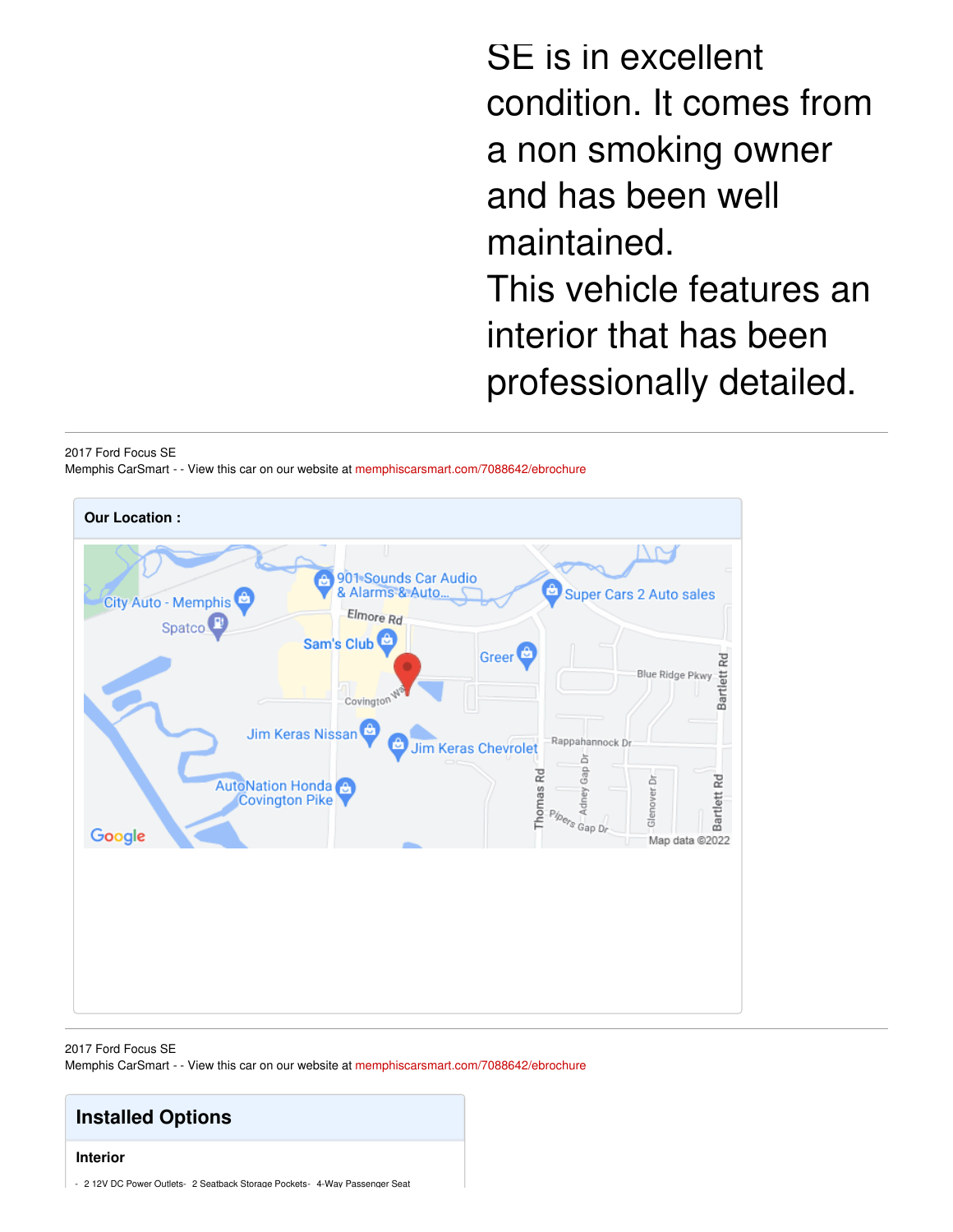SE is in excellent condition. It comes from a non smoking owner and has been well maintained.
This vehicle features an interior that has been professionally detailed.

2017 Ford Focus SE
Memphis CarSmart - - View this car on our website at memphiscarsmart.com/7088642/ebrochure

**Our Location :**

2017 Ford Focus SE
Memphis CarSmart - - View this car on our website at memphiscarsmart.com/7088642/ebrochure

## Installed Options

### Interior

- 2 12V DC Power Outlets- 2 Seatback Storage Pockets- 4-Way Passenger Seat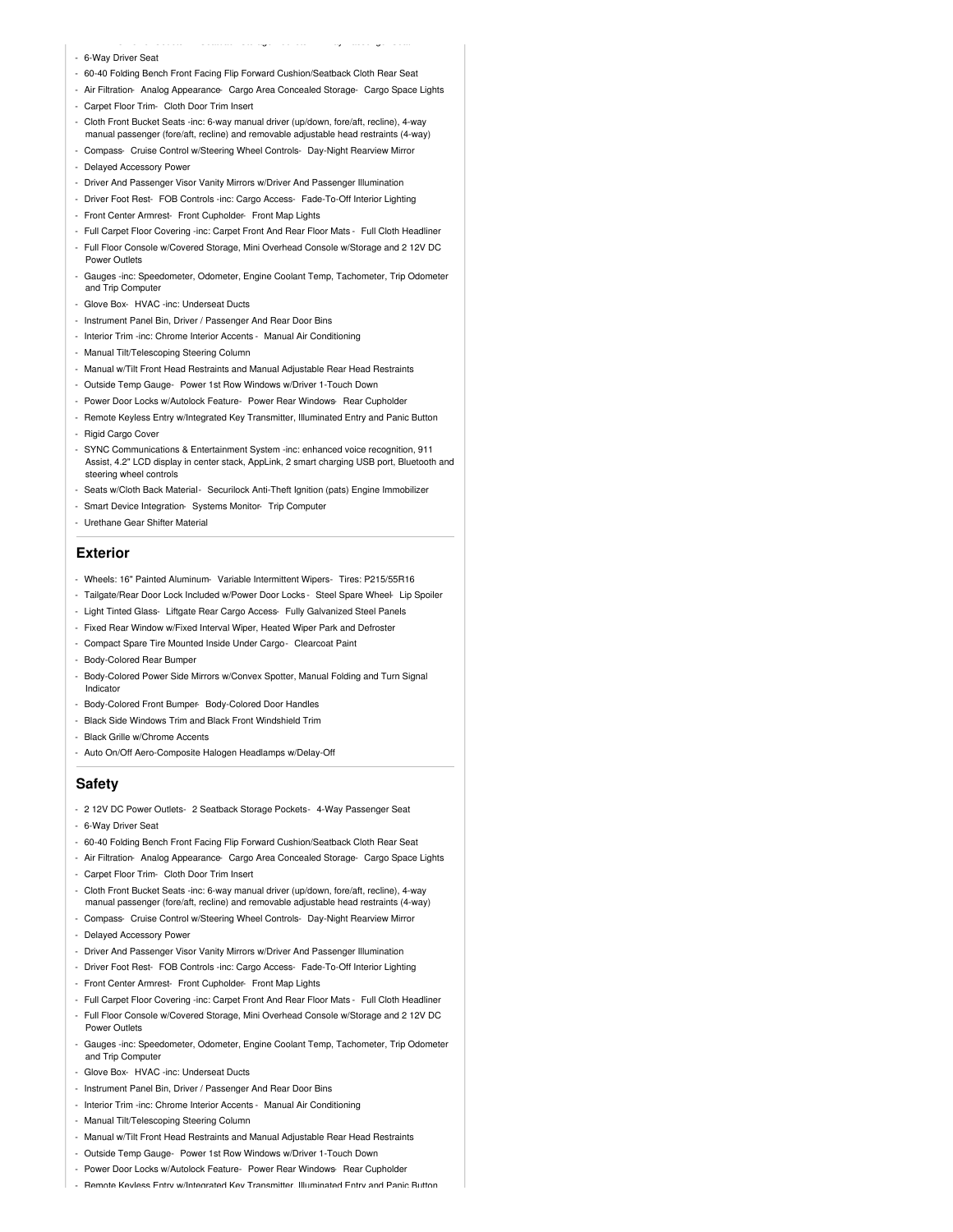- 6-Way Driver Seat
- 60-40 Folding Bench Front Facing Flip Forward Cushion/Seatback Cloth Rear Seat
- Air Filtration- Analog Appearance- Cargo Area Concealed Storage- Cargo Space Lights
- Carpet Floor Trim- Cloth Door Trim Insert
- Cloth Front Bucket Seats -inc: 6-way manual driver (up/down, fore/aft, recline), 4-way manual passenger (fore/aft, recline) and removable adjustable head restraints (4-way)
- Compass- Cruise Control w/Steering Wheel Controls- Day-Night Rearview Mirror
- Delayed Accessory Power
- Driver And Passenger Visor Vanity Mirrors w/Driver And Passenger Illumination
- Driver Foot Rest- FOB Controls -inc: Cargo Access- Fade-To-Off Interior Lighting
- Front Center Armrest- Front Cupholder- Front Map Lights
- Full Carpet Floor Covering -inc: Carpet Front And Rear Floor Mats - Full Cloth Headliner
- Full Floor Console w/Covered Storage, Mini Overhead Console w/Storage and 2 12V DC Power Outlets
- Gauges -inc: Speedometer, Odometer, Engine Coolant Temp, Tachometer, Trip Odometer and Trip Computer
- Glove Box- HVAC -inc: Underseat Ducts
- Instrument Panel Bin, Driver / Passenger And Rear Door Bins
- Interior Trim -inc: Chrome Interior Accents - Manual Air Conditioning
- Manual Tilt/Telescoping Steering Column
- Manual w/Tilt Front Head Restraints and Manual Adjustable Rear Head Restraints
- Outside Temp Gauge- Power 1st Row Windows w/Driver 1-Touch Down
- Power Door Locks w/Autolock Feature- Power Rear Windows- Rear Cupholder
- Remote Keyless Entry w/Integrated Key Transmitter, Illuminated Entry and Panic Button
- Rigid Cargo Cover
- SYNC Communications & Entertainment System -inc: enhanced voice recognition, 911 Assist, 4.2" LCD display in center stack, AppLink, 2 smart charging USB port, Bluetooth and steering wheel controls
- Seats w/Cloth Back Material- Securilock Anti-Theft Ignition (pats) Engine Immobilizer
- Smart Device Integration- Systems Monitor- Trip Computer
- Urethane Gear Shifter Material

## Exterior

- Wheels: 16" Painted Aluminum- Variable Intermittent Wipers- Tires: P215/55R16
- Tailgate/Rear Door Lock Included w/Power Door Locks - Steel Spare Wheel- Lip Spoiler
- Light Tinted Glass- Liftgate Rear Cargo Access- Fully Galvanized Steel Panels
- Fixed Rear Window w/Fixed Interval Wiper, Heated Wiper Park and Defroster
- Compact Spare Tire Mounted Inside Under Cargo- Clearcoat Paint
- Body-Colored Rear Bumper
- Body-Colored Power Side Mirrors w/Convex Spotter, Manual Folding and Turn Signal Indicator
- Body-Colored Front Bumper- Body-Colored Door Handles
- Black Side Windows Trim and Black Front Windshield Trim
- Black Grille w/Chrome Accents
- Auto On/Off Aero-Composite Halogen Headlamps w/Delay-Off

## Safety

- 2 12V DC Power Outlets- 2 Seatback Storage Pockets- 4-Way Passenger Seat
- 6-Way Driver Seat
- 60-40 Folding Bench Front Facing Flip Forward Cushion/Seatback Cloth Rear Seat
- Air Filtration- Analog Appearance- Cargo Area Concealed Storage- Cargo Space Lights
- Carpet Floor Trim- Cloth Door Trim Insert
- Cloth Front Bucket Seats -inc: 6-way manual driver (up/down, fore/aft, recline), 4-way manual passenger (fore/aft, recline) and removable adjustable head restraints (4-way)
- Compass- Cruise Control w/Steering Wheel Controls- Day-Night Rearview Mirror
- Delayed Accessory Power
- Driver And Passenger Visor Vanity Mirrors w/Driver And Passenger Illumination
- Driver Foot Rest- FOB Controls -inc: Cargo Access- Fade-To-Off Interior Lighting
- Front Center Armrest- Front Cupholder- Front Map Lights
- Full Carpet Floor Covering -inc: Carpet Front And Rear Floor Mats - Full Cloth Headliner
- Full Floor Console w/Covered Storage, Mini Overhead Console w/Storage and 2 12V DC Power Outlets
- Gauges -inc: Speedometer, Odometer, Engine Coolant Temp, Tachometer, Trip Odometer and Trip Computer
- Glove Box- HVAC -inc: Underseat Ducts
- Instrument Panel Bin, Driver / Passenger And Rear Door Bins
- Interior Trim -inc: Chrome Interior Accents - Manual Air Conditioning
- Manual Tilt/Telescoping Steering Column
- Manual w/Tilt Front Head Restraints and Manual Adjustable Rear Head Restraints
- Outside Temp Gauge- Power 1st Row Windows w/Driver 1-Touch Down
- Power Door Locks w/Autolock Feature- Power Rear Windows- Rear Cupholder
- Remote Keyless Entry w/Integrated Key Transmitter, Illuminated Entry and Panic Button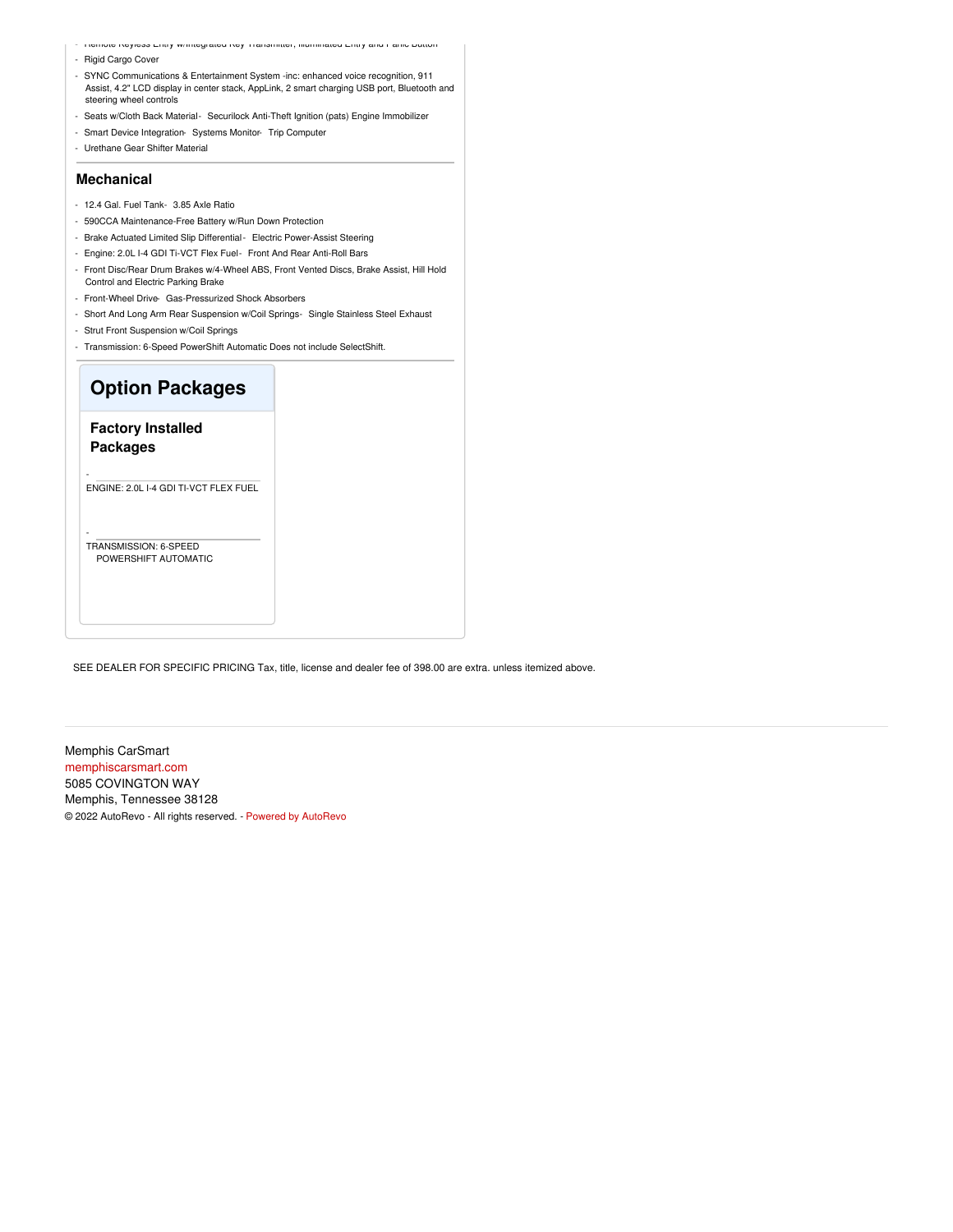- Remote Keyless Entry w/Integrated Key Transmitter, Illuminated Entry and Panic Button
- Rigid Cargo Cover
- SYNC Communications & Entertainment System -inc: enhanced voice recognition, 911 Assist, 4.2" LCD display in center stack, AppLink, 2 smart charging USB port, Bluetooth and steering wheel controls
- Seats w/Cloth Back Material
- Securilock Anti-Theft Ignition (pats) Engine Immobilizer
- Smart Device Integration
- Systems Monitor
- Trip Computer
- Urethane Gear Shifter Material

## Mechanical

- 12.4 Gal. Fuel Tank
- 3.85 Axle Ratio
- 590CCA Maintenance-Free Battery w/Run Down Protection
- Brake Actuated Limited Slip Differential
- Electric Power-Assist Steering
- Engine: 2.0L I-4 GDI Ti-VCT Flex Fuel
- Front And Rear Anti-Roll Bars
- Front Disc/Rear Drum Brakes w/4-Wheel ABS, Front Vented Discs, Brake Assist, Hill Hold Control and Electric Parking Brake
- Front-Wheel Drive
- Gas-Pressurized Shock Absorbers
- Short And Long Arm Rear Suspension w/Coil Springs
- Single Stainless Steel Exhaust
- Strut Front Suspension w/Coil Springs
- Transmission: 6-Speed PowerShift Automatic Does not include SelectShift.

## Option Packages

### Factory Installed Packages

- ENGINE: 2.0L I-4 GDI TI-VCT FLEX FUEL

- TRANSMISSION: 6-SPEED POWERSHIFT AUTOMATIC

SEE DEALER FOR SPECIFIC PRICING Tax, title, license and dealer fee of 398.00 are extra. unless itemized above.

Memphis CarSmart
memphiscarsmart.com
5085 COVINGTON WAY
Memphis, Tennessee 38128
© 2022 AutoRevo - All rights reserved. - Powered by AutoRevo